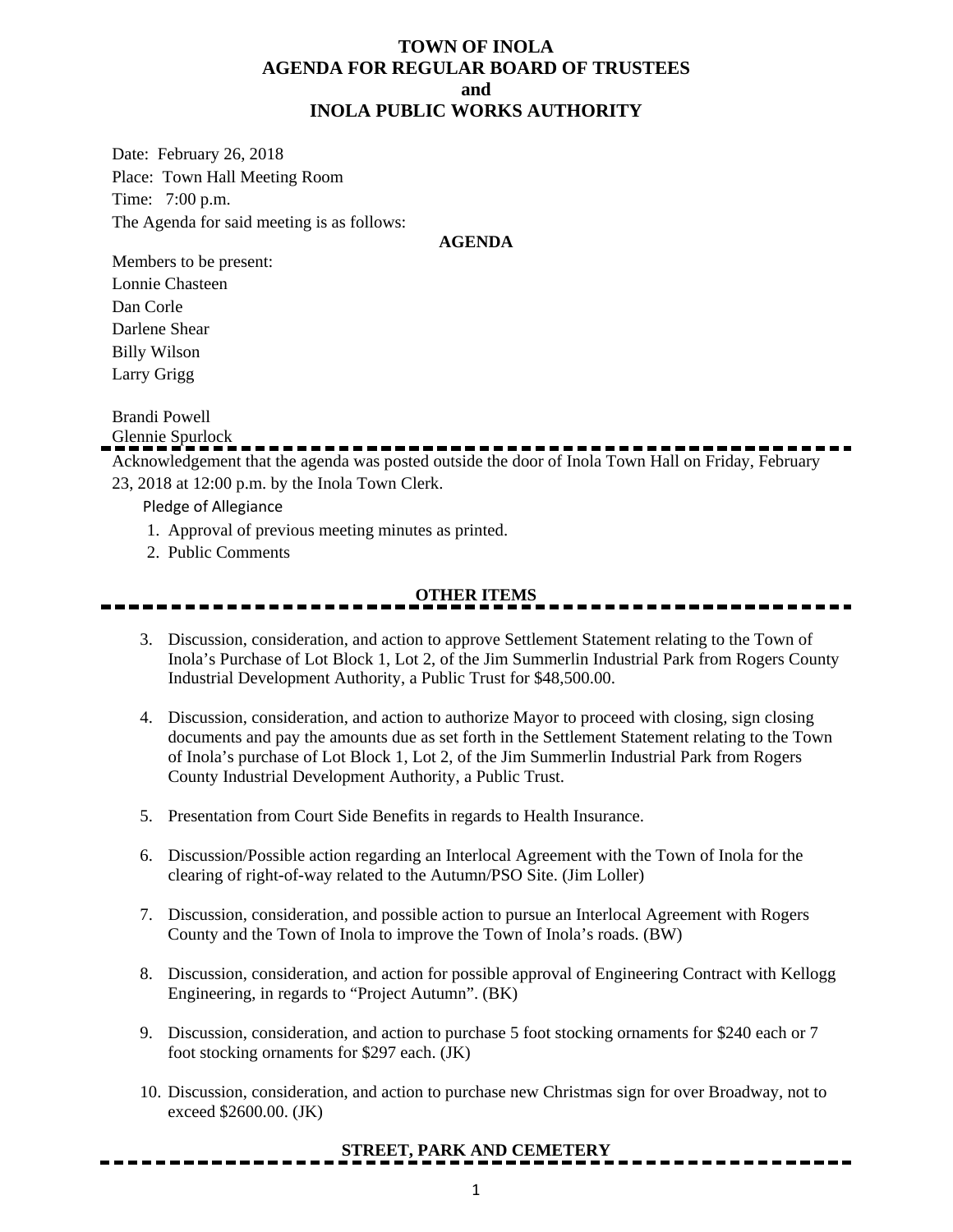# TOWN OF INOLA
## AGENDA FOR REGULAR BOARD OF TRUSTEES
## and
## INOLA PUBLIC WORKS AUTHORITY

Date: February 26, 2018
Place: Town Hall Meeting Room
Time: 7:00 p.m.
The Agenda for said meeting is as follows:

**AGENDA**

Members to be present:
Lonnie Chasteen
Dan Corle
Darlene Shear
Billy Wilson
Larry Grigg

Brandi Powell
Glennie Spurlock

---

Acknowledgement that the agenda was posted outside the door of Inola Town Hall on Friday, February 23, 2018 at 12:00 p.m. by the Inola Town Clerk.

Pledge of Allegiance

1. Approval of previous meeting minutes as printed.
2. Public Comments

**OTHER ITEMS**

---

3. Discussion, consideration, and action to approve Settlement Statement relating to the Town of Inola's Purchase of Lot Block 1, Lot 2, of the Jim Summerlin Industrial Park from Rogers County Industrial Development Authority, a Public Trust for $48,500.00.

4. Discussion, consideration, and action to authorize Mayor to proceed with closing, sign closing documents and pay the amounts due as set forth in the Settlement Statement relating to the Town of Inola's purchase of Lot Block 1, Lot 2, of the Jim Summerlin Industrial Park from Rogers County Industrial Development Authority, a Public Trust.

5. Presentation from Court Side Benefits in regards to Health Insurance.

6. Discussion/Possible action regarding an Interlocal Agreement with the Town of Inola for the clearing of right-of-way related to the Autumn/PSO Site. (Jim Loller)

7. Discussion, consideration, and possible action to pursue an Interlocal Agreement with Rogers County and the Town of Inola to improve the Town of Inola's roads. (BW)

8. Discussion, consideration, and action for possible approval of Engineering Contract with Kellogg Engineering, in regards to "Project Autumn". (BK)

9. Discussion, consideration, and action to purchase 5 foot stocking ornaments for $240 each or 7 foot stocking ornaments for $297 each. (JK)

10. Discussion, consideration, and action to purchase new Christmas sign for over Broadway, not to exceed $2600.00. (JK)

**STREET, PARK AND CEMETERY**

---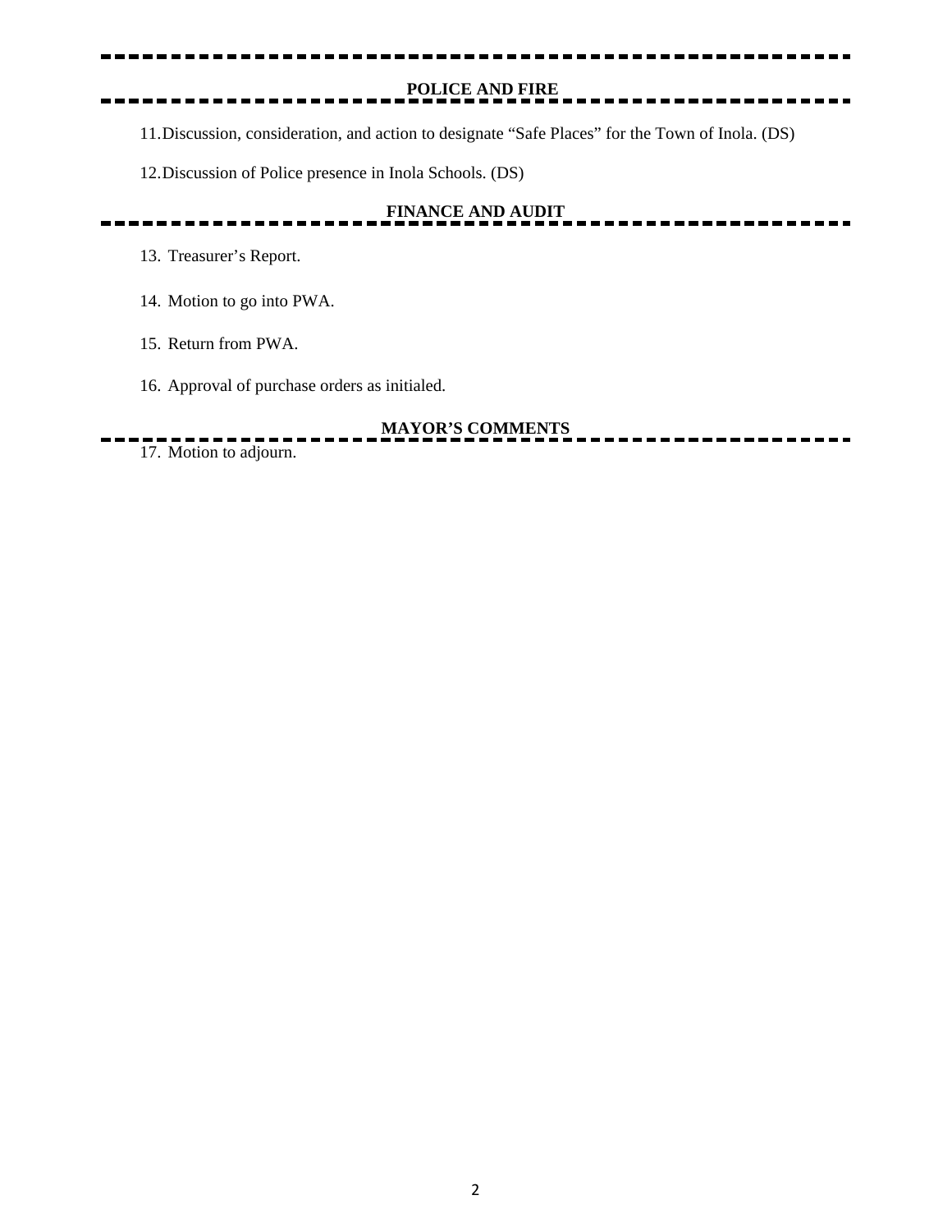**POLICE AND FIRE**

11. Discussion, consideration, and action to designate “Safe Places” for the Town of Inola. (DS)

12. Discussion of Police presence in Inola Schools. (DS)

**FINANCE AND AUDIT**

13. Treasurer’s Report.

14. Motion to go into PWA.

15. Return from PWA.

16. Approval of purchase orders as initialed.

**MAYOR’S COMMENTS**

17. Motion to adjourn.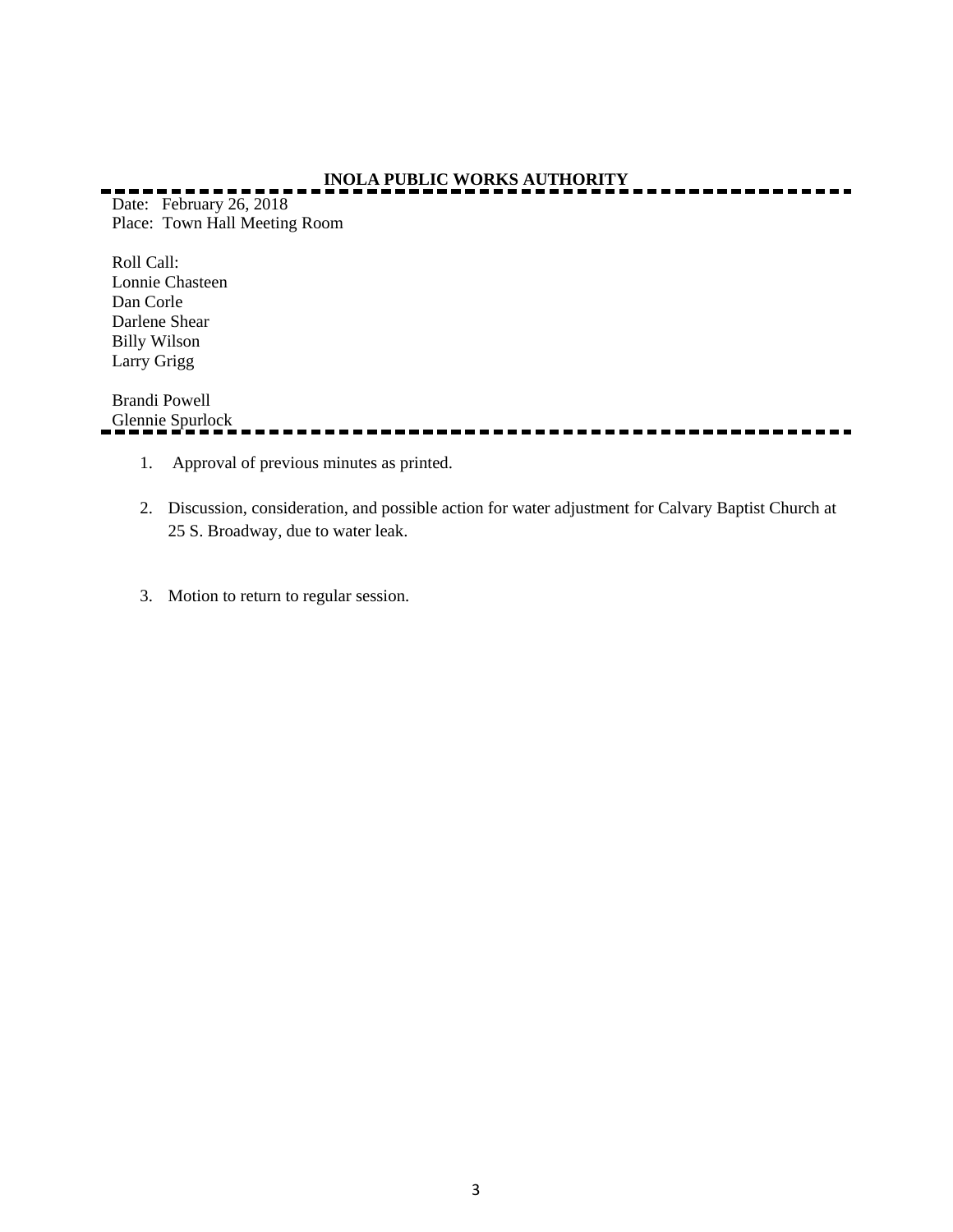**INOLA PUBLIC WORKS AUTHORITY**

Date: February 26, 2018
Place: Town Hall Meeting Room

Roll Call:
Lonnie Chasteen
Dan Corle
Darlene Shear
Billy Wilson
Larry Grigg

Brandi Powell
Glennie Spurlock

1. Approval of previous minutes as printed.

2. Discussion, consideration, and possible action for water adjustment for Calvary Baptist Church at 25 S. Broadway, due to water leak.

3. Motion to return to regular session.